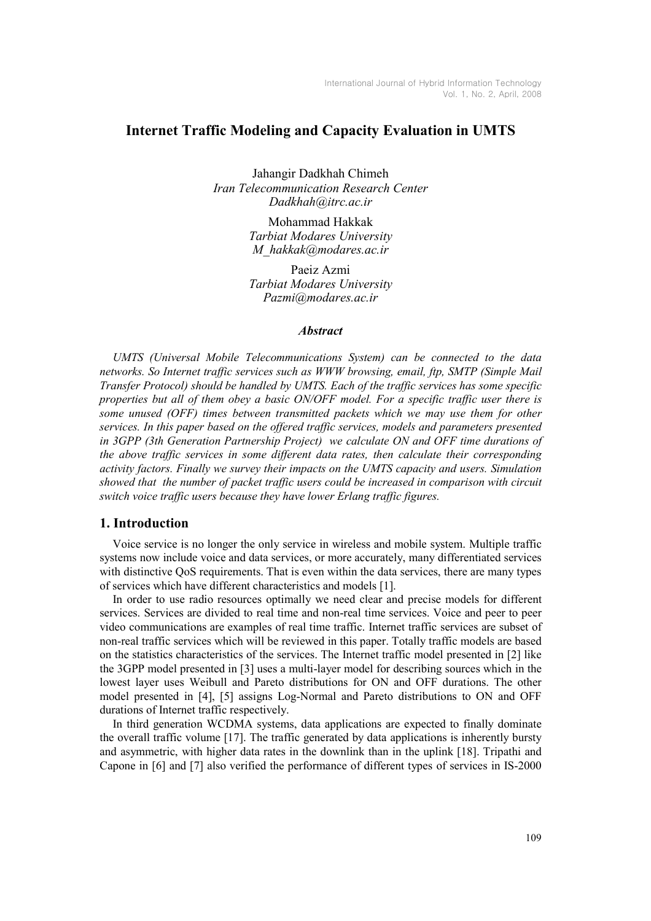# Internet Traffic Modeling and Capacity Evaluation in UMTS

Jahangir Dadkhah Chimeh
*Iran Telecommunication Research Center*
*Dadkhah@itrc.ac.ir*

Mohammad Hakkak
*Tarbiat Modares University*
*M_hakkak@modares.ac.ir*

Paeiz Azmi
*Tarbiat Modares University*
*Pazmi@modares.ac.ir*

### *Abstract*

*UMTS (Universal Mobile Telecommunications System) can be connected to the data networks. So Internet traffic services such as WWW browsing, email, ftp, SMTP (Simple Mail Transfer Protocol) should be handled by UMTS. Each of the traffic services has some specific properties but all of them obey a basic ON/OFF model. For a specific traffic user there is some unused (OFF) times between transmitted packets which we may use them for other services. In this paper based on the offered traffic services, models and parameters presented in 3GPP (3th Generation Partnership Project) we calculate ON and OFF time durations of the above traffic services in some different data rates, then calculate their corresponding activity factors. Finally we survey their impacts on the UMTS capacity and users. Simulation showed that the number of packet traffic users could be increased in comparison with circuit switch voice traffic users because they have lower Erlang traffic figures.*

## 1. Introduction

Voice service is no longer the only service in wireless and mobile system. Multiple traffic systems now include voice and data services, or more accurately, many differentiated services with distinctive QoS requirements. That is even within the data services, there are many types of services which have different characteristics and models [1].

In order to use radio resources optimally we need clear and precise models for different services. Services are divided to real time and non-real time services. Voice and peer to peer video communications are examples of real time traffic. Internet traffic services are subset of non-real traffic services which will be reviewed in this paper. Totally traffic models are based on the statistics characteristics of the services. The Internet traffic model presented in [2] like the 3GPP model presented in [3] uses a multi-layer model for describing sources which in the lowest layer uses Weibull and Pareto distributions for ON and OFF durations. The other model presented in [4], [5] assigns Log-Normal and Pareto distributions to ON and OFF durations of Internet traffic respectively.

In third generation WCDMA systems, data applications are expected to finally dominate the overall traffic volume [17]. The traffic generated by data applications is inherently bursty and asymmetric, with higher data rates in the downlink than in the uplink [18]. Tripathi and Capone in [6] and [7] also verified the performance of different types of services in IS-2000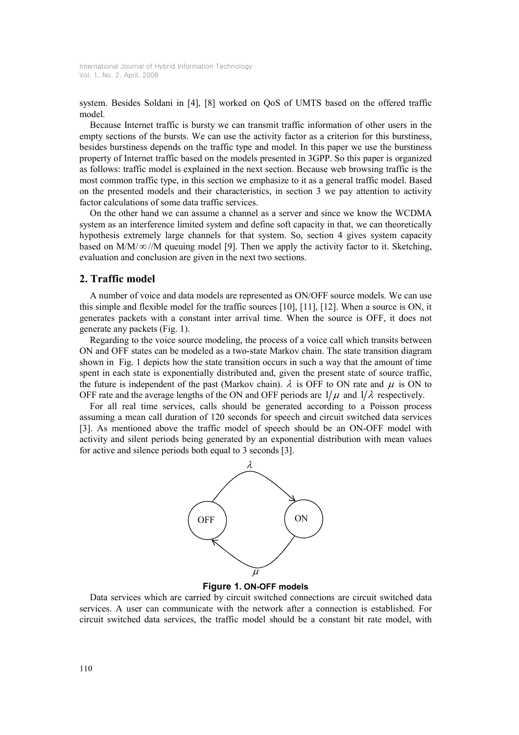system. Besides Soldani in [4], [8] worked on QoS of UMTS based on the offered traffic model.

Because Internet traffic is bursty we can transmit traffic information of other users in the empty sections of the bursts. We can use the activity factor as a criterion for this burstiness, besides burstiness depends on the traffic type and model. In this paper we use the burstiness property of Internet traffic based on the models presented in 3GPP. So this paper is organized as follows: traffic model is explained in the next section. Because web browsing traffic is the most common traffic type, in this section we emphasize to it as a general traffic model. Based on the presented models and their characteristics, in section 3 we pay attention to activity factor calculations of some data traffic services.

On the other hand we can assume a channel as a server and since we know the WCDMA system as an interference limited system and define soft capacity in that, we can theoretically hypothesis extremely large channels for that system. So, section 4 gives system capacity based on $M/M/\infty//M$ queuing model [9]. Then we apply the activity factor to it. Sketching, evaluation and conclusion are given in the next two sections.

## 2. Traffic model

A number of voice and data models are represented as ON/OFF source models. We can use this simple and flexible model for the traffic sources [10], [11], [12]. When a source is ON, it generates packets with a constant inter arrival time. When the source is OFF, it does not generate any packets (Fig. 1).

Regarding to the voice source modeling, the process of a voice call which transits between ON and OFF states can be modeled as a two-state Markov chain. The state transition diagram shown in Fig. 1 depicts how the state transition occurs in such a way that the amount of time spent in each state is exponentially distributed and, given the present state of source traffic, the future is independent of the past (Markov chain). $\lambda$ is OFF to ON rate and $\mu$ is ON to OFF rate and the average lengths of the ON and OFF periods are $1/\mu$ and $1/\lambda$ respectively.

For all real time services, calls should be generated according to a Poisson process assuming a mean call duration of 120 seconds for speech and circuit switched data services [3]. As mentioned above the traffic model of speech should be an ON-OFF model with activity and silent periods being generated by an exponential distribution with mean values for active and silence periods both equal to 3 seconds [3].

$\lambda$

OFF

ON

$\mu$

**Figure 1. ON-OFF models**

Data services which are carried by circuit switched connections are circuit switched data services. A user can communicate with the network after a connection is established. For circuit switched data services, the traffic model should be a constant bit rate model, with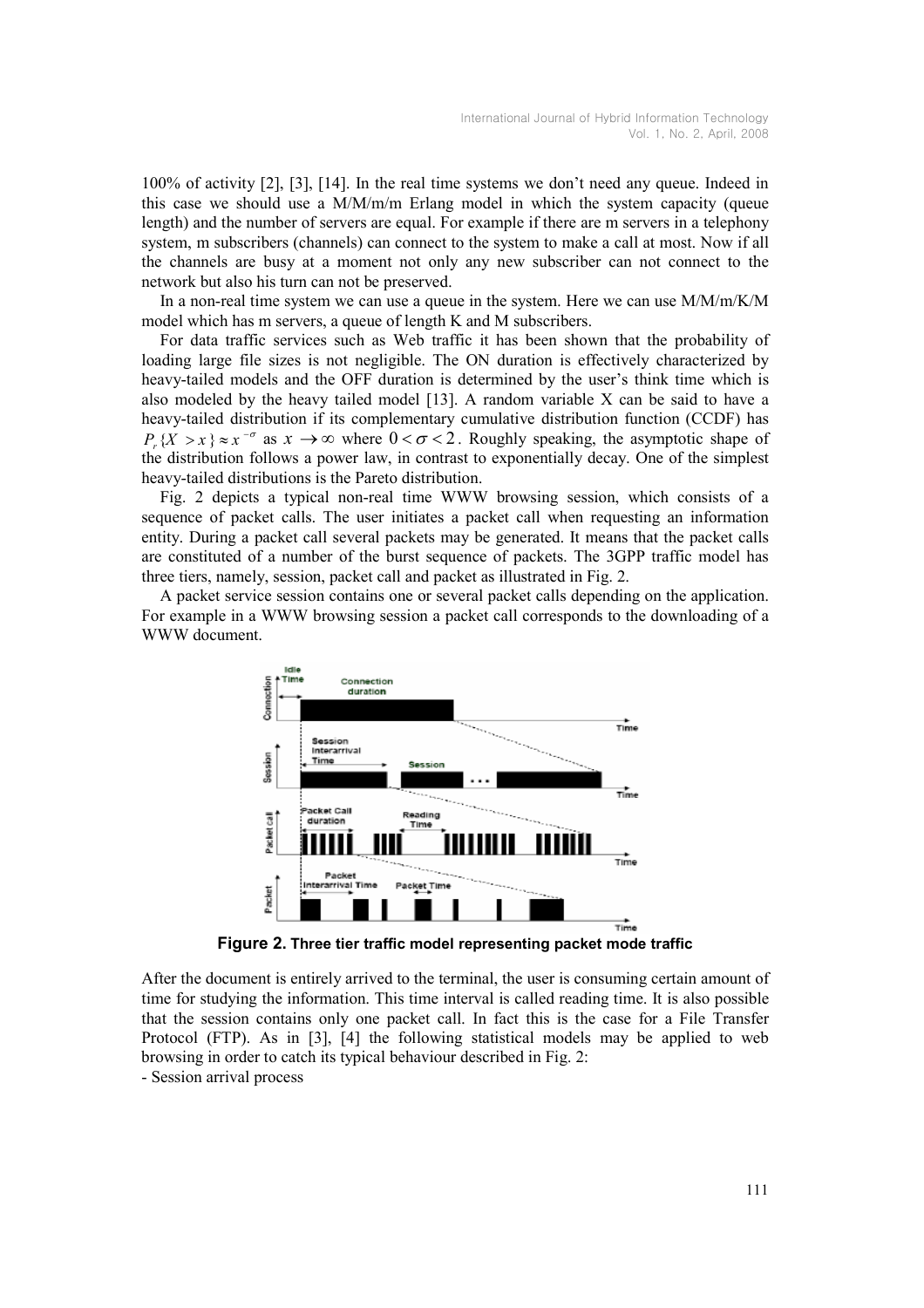100% of activity [2], [3], [14]. In the real time systems we don't need any queue. Indeed in this case we should use a M/M/m/m Erlang model in which the system capacity (queue length) and the number of servers are equal. For example if there are m servers in a telephony system, m subscribers (channels) can connect to the system to make a call at most. Now if all the channels are busy at a moment not only any new subscriber can not connect to the network but also his turn can not be preserved.

In a non-real time system we can use a queue in the system. Here we can use M/M/m/K/M model which has m servers, a queue of length K and M subscribers.

For data traffic services such as Web traffic it has been shown that the probability of loading large file sizes is not negligible. The ON duration is effectively characterized by heavy-tailed models and the OFF duration is determined by the user's think time which is also modeled by the heavy tailed model [13]. A random variable X can be said to have a heavy-tailed distribution if its complementary cumulative distribution function (CCDF) has $P_r\{X > x\} \approx x^{-\sigma}$ as $x \to \infty$ where $0 < \sigma < 2$. Roughly speaking, the asymptotic shape of the distribution follows a power law, in contrast to exponentially decay. One of the simplest heavy-tailed distributions is the Pareto distribution.

Fig. 2 depicts a typical non-real time WWW browsing session, which consists of a sequence of packet calls. The user initiates a packet call when requesting an information entity. During a packet call several packets may be generated. It means that the packet calls are constituted of a number of the burst sequence of packets. The 3GPP traffic model has three tiers, namely, session, packet call and packet as illustrated in Fig. 2.

A packet service session contains one or several packet calls depending on the application. For example in a WWW browsing session a packet call corresponds to the downloading of a WWW document.

Connection
Idle Time
Connection duration
Time
Session
Session Interarrival Time
Session
Time
Packet call
Packet Call duration
Reading Time
Time
Packet
Packet Interarrival Time
Packet Time
Time

**Figure 2. Three tier traffic model representing packet mode traffic**

After the document is entirely arrived to the terminal, the user is consuming certain amount of time for studying the information. This time interval is called reading time. It is also possible that the session contains only one packet call. In fact this is the case for a File Transfer Protocol (FTP). As in [3], [4] the following statistical models may be applied to web browsing in order to catch its typical behaviour described in Fig. 2:

- Session arrival process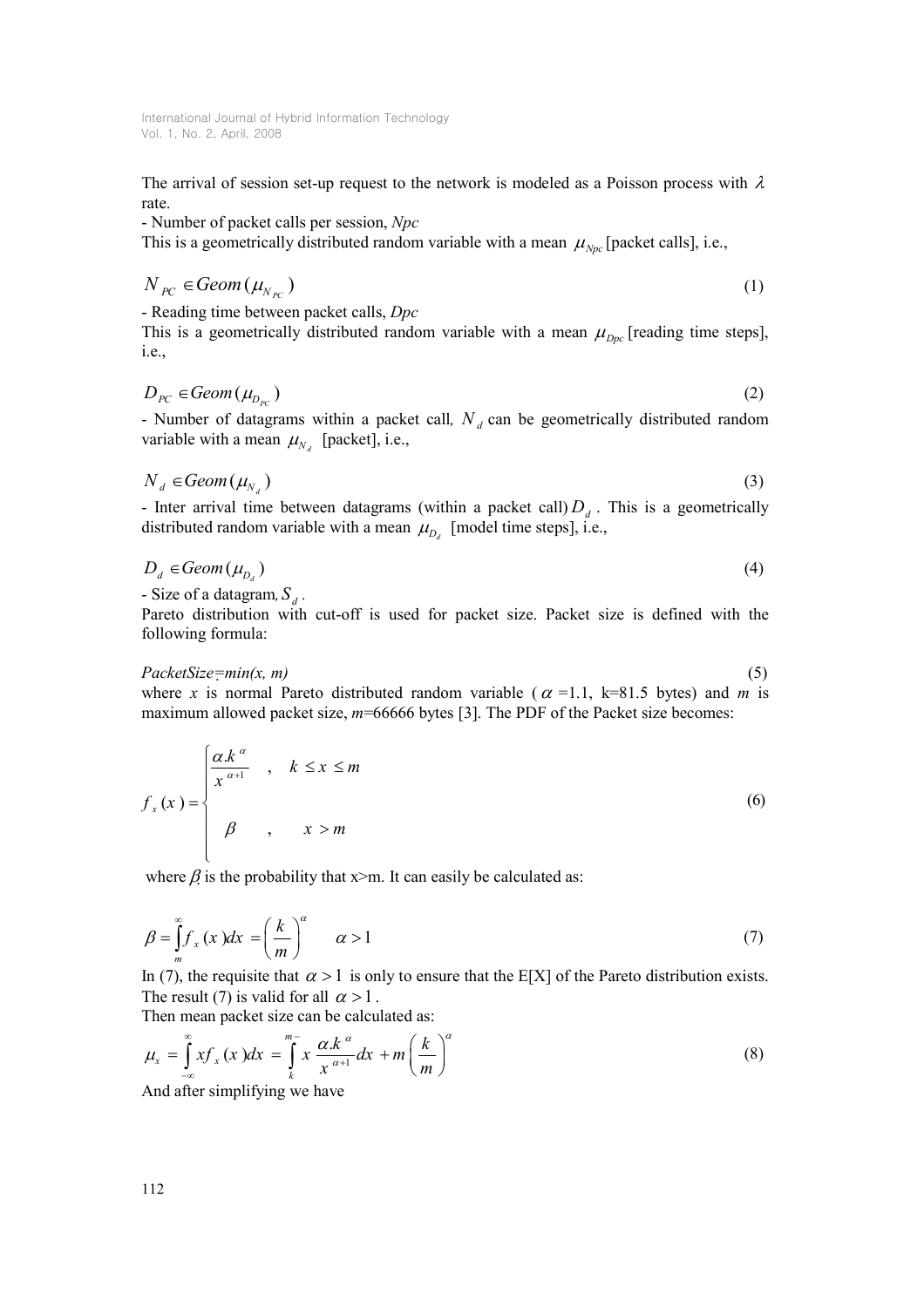The arrival of session set-up request to the network is modeled as a Poisson process with $\lambda$ rate.

- Number of packet calls per session, *Npc*

This is a geometrically distributed random variable with a mean $\mu_{Npc}$ [packet calls], i.e.,

$$N_{PC} \in Geom(\mu_{N_{PC}}) \tag{1}$$

- Reading time between packet calls, *Dpc*

This is a geometrically distributed random variable with a mean $\mu_{Dpc}$ [reading time steps], i.e.,

$$D_{PC} \in Geom(\mu_{D_{PC}}) \tag{2}$$

- Number of datagrams within a packet call, $N_d$ can be geometrically distributed random variable with a mean $\mu_{N_d}$ [packet], i.e.,

$$N_d \in Geom(\mu_{N_d}) \tag{3}$$

- Inter arrival time between datagrams (within a packet call) $D_d$. This is a geometrically distributed random variable with a mean $\mu_{D_d}$ [model time steps], i.e.,

$$D_d \in Geom(\mu_{D_d}) \tag{4}$$

- Size of a datagram, $S_d$.

Pareto distribution with cut-off is used for packet size. Packet size is defined with the following formula:

*PacketSize=min(x, m)* (5)

where *x* is normal Pareto distributed random variable ($\alpha$ =1.1, k=81.5 bytes) and *m* is maximum allowed packet size, *m*=66666 bytes [3]. The PDF of the Packet size becomes:

$$f_x(x) = \begin{cases} \dfrac{\alpha . k^{\alpha}}{x^{\alpha+1}} & , \quad k \le x \le m \\ \\ \beta & , \quad x > m \end{cases} \tag{6}$$

where $\beta$ is the probability that x>m. It can easily be calculated as:

$$\beta = \int_m^{\infty} f_x(x)dx = \left(\frac{k}{m}\right)^{\alpha} \qquad \alpha > 1 \tag{7}$$

In (7), the requisite that $\alpha > 1$ is only to ensure that the E[X] of the Pareto distribution exists. The result (7) is valid for all $\alpha > 1$.

Then mean packet size can be calculated as:

$$\mu_x = \int_{-\infty}^{\infty} x f_x(x)dx = \int_k^{m-} x \frac{\alpha . k^{\alpha}}{x^{\alpha+1}} dx + m\left(\frac{k}{m}\right)^{\alpha} \tag{8}$$

And after simplifying we have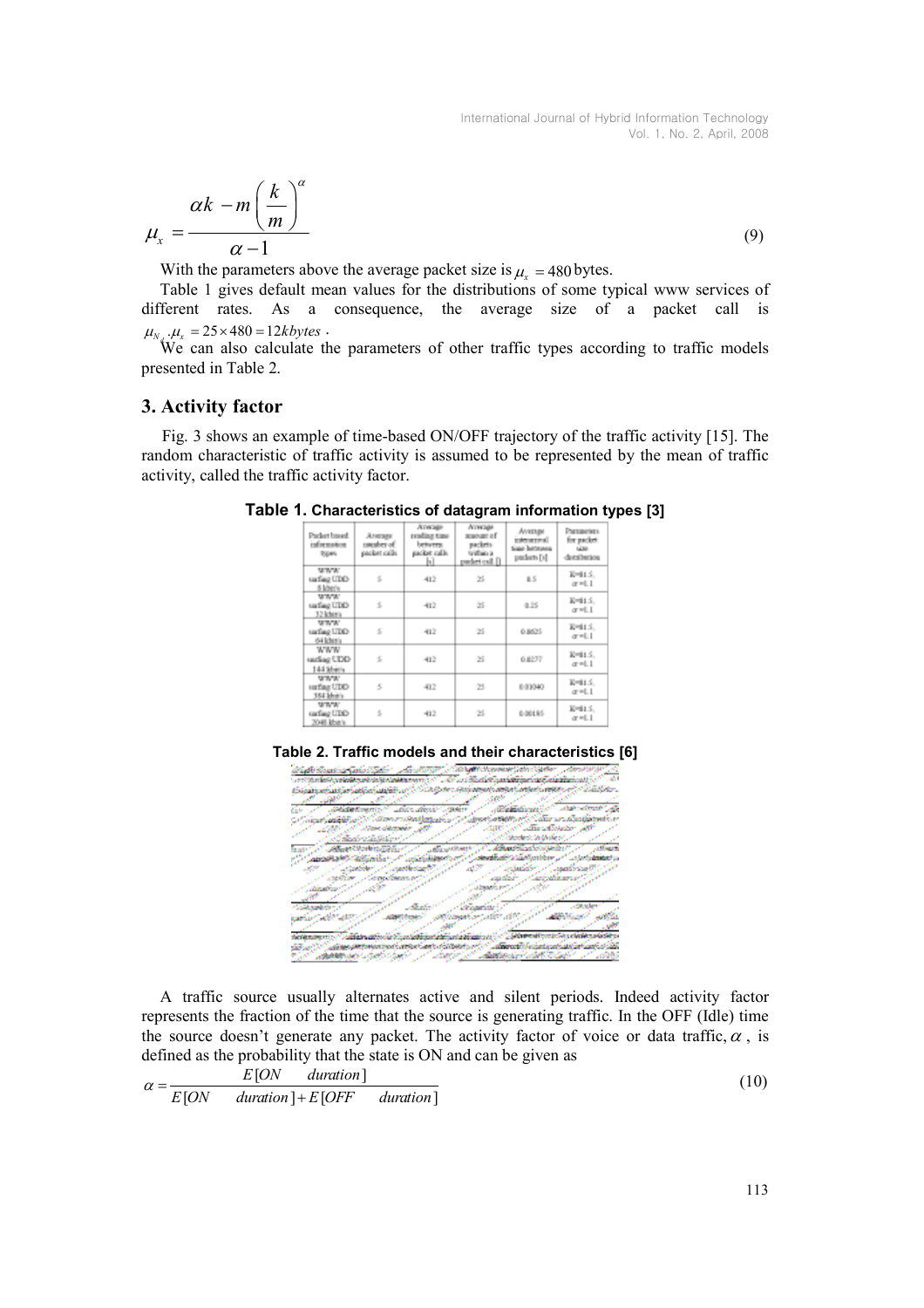$$\mu_x = \frac{\alpha k - m\left(\frac{k}{m}\right)^{\alpha}}{\alpha - 1} \tag{9}$$

With the parameters above the average packet size is $\mu_x = 480$ bytes.

Table 1 gives default mean values for the distributions of some typical www services of different rates. As a consequence, the average size of a packet call is $\mu_{N_d} . \mu_x = 25 \times 480 = 12kbytes$.

We can also calculate the parameters of other traffic types according to traffic models presented in Table 2.

## 3. Activity factor

Fig. 3 shows an example of time-based ON/OFF trajectory of the traffic activity [15]. The random characteristic of traffic activity is assumed to be represented by the mean of traffic activity, called the traffic activity factor.

**Table 1. Characteristics of datagram information types [3]**

| Packet based information types | Average number of packet calls | Average reading time between packet calls [s] | Average amount of packets within a packet call [] | Average interarrival time between packets [s] | Parameters for packet size distribution |
|---|---|---|---|---|---|
| WWW surfing UDD 8 kbit/s | 5 | 412 | 25 | 0.5 | K=81.5, α=1.1 |
| WWW surfing UDD 32 kbit/s | 5 | 412 | 25 | 0.125 | K=81.5, α=1.1 |
| WWW surfing UDD 64 kbit/s | 5 | 412 | 25 | 0.0625 | K=81.5, α=1.1 |
| WWW surfing UDD 144 kbit/s | 5 | 412 | 25 | 0.0277 | K=81.5, α=1.1 |
| WWW surfing UDD 384 kbit/s | 5 | 412 | 25 | 0.01040 | K=81.5, α=1.1 |
| WWW surfing UDD 2048 kbit/s | 5 | 412 | 25 | 0.00195 | K=81.5, α=1.1 |

**Table 2. Traffic models and their characteristics [6]**

A traffic source usually alternates active and silent periods. Indeed activity factor represents the fraction of the time that the source is generating traffic. In the OFF (Idle) time the source doesn't generate any packet. The activity factor of voice or data traffic, $\alpha$, is defined as the probability that the state is ON and can be given as

$$\alpha = \frac{E[ON \quad duration]}{E[ON \quad duration] + E[OFF \quad duration]} \tag{10}$$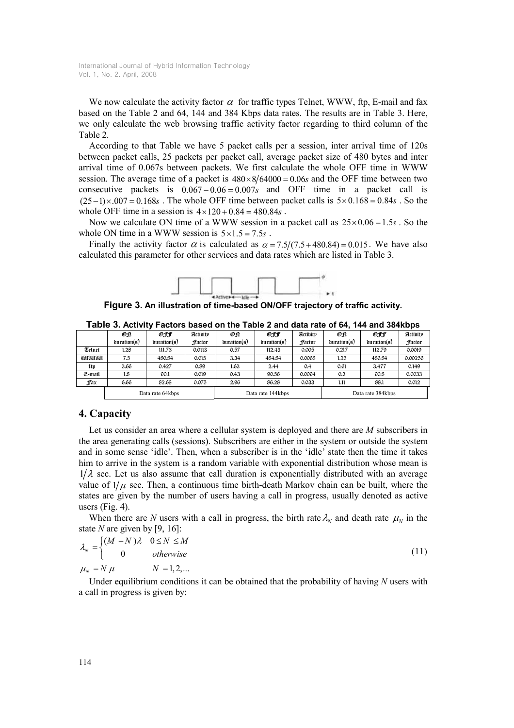We now calculate the activity factor $\alpha$ for traffic types Telnet, WWW, ftp, E-mail and fax based on the Table 2 and 64, 144 and 384 Kbps data rates. The results are in Table 3. Here, we only calculate the web browsing traffic activity factor regarding to third column of the Table 2.

According to that Table we have 5 packet calls per a session, inter arrival time of 120s between packet calls, 25 packets per packet call, average packet size of 480 bytes and inter arrival time of 0.067s between packets. We first calculate the whole OFF time in WWW session. The average time of a packet is $480 \times 8/64000 = 0.06s$ and the OFF time between two consecutive packets is $0.067 - 0.06 = 0.007s$ and OFF time in a packet call is $(25-1)\times.007 = 0.168s$. The whole OFF time between packet calls is $5 \times 0.168 = 0.84s$. So the whole OFF time in a session is $4 \times 120 + 0.84 = 480.84s$.

Now we calculate ON time of a WWW session in a packet call as $25 \times 0.06 = 1.5s$. So the whole ON time in a WWW session is $5 \times 1.5 = 7.5s$.

Finally the activity factor $\alpha$ is calculated as $\alpha = 7.5/(7.5 + 480.84) = 0.015$. We have also calculated this parameter for other services and data rates which are listed in Table 3.

Active Idle

t

**Figure 3. An illustration of time-based ON/OFF trajectory of traffic activity.**

**Table 3. Activity Factors based on the Table 2 and data rate of 64, 144 and 384kbps**

| | ON duration(s) | OFF duration(s) | Activity Factor | ON duration(s) | OFF duration(s) | Activity Factor | ON duration(s) | OFF duration(s) | Activity Factor |
|---|---|---|---|---|---|---|---|---|---|
| Telnet | 1.28 | 111.73 | 0.0113 | 0.57 | 112.43 | 0.005 | 0.217 | 112.79 | 0.0019 |
| WWW | 7.5 | 480.84 | 0.015 | 3.34 | 484.84 | 0.0068 | 1.25 | 486.84 | 0.00256 |
| ftp | 3.66 | 0.427 | 0.89 | 1.63 | 2.44 | 0.4 | 0.61 | 3.477 | 0.149 |
| E-mail | 1.8 | 90.1 | 0.019 | 0.43 | 90.56 | 0.0094 | 0.3 | 90.8 | 0.0033 |
| Fax | 6.66 | 82.68 | 0.075 | 2.96 | 86.28 | 0.033 | 1.11 | 88.1 | 0.012 |
| | Data rate 64kbps | | | Data rate 144kbps | | | Data rate 384kbps | | |

## 4. Capacity

Let us consider an area where a cellular system is deployed and there are *M* subscribers in the area generating calls (sessions). Subscribers are either in the system or outside the system and in some sense 'idle'. Then, when a subscriber is in the 'idle' state then the time it takes him to arrive in the system is a random variable with exponential distribution whose mean is $1/\lambda$ sec. Let us also assume that call duration is exponentially distributed with an average value of $1/\mu$ sec. Then, a continuous time birth-death Markov chain can be built, where the states are given by the number of users having a call in progress, usually denoted as active users (Fig. 4).

When there are *N* users with a call in progress, the birth rate $\lambda_N$ and death rate $\mu_N$ in the state *N* are given by [9, 16]:

$$\lambda_N = \begin{cases} (M-N)\lambda & 0 \le N \le M \\ 0 & otherwise \end{cases} \tag{11}$$

$$\mu_N = N\mu \qquad N = 1, 2, ...$$

Under equilibrium conditions it can be obtained that the probability of having *N* users with a call in progress is given by: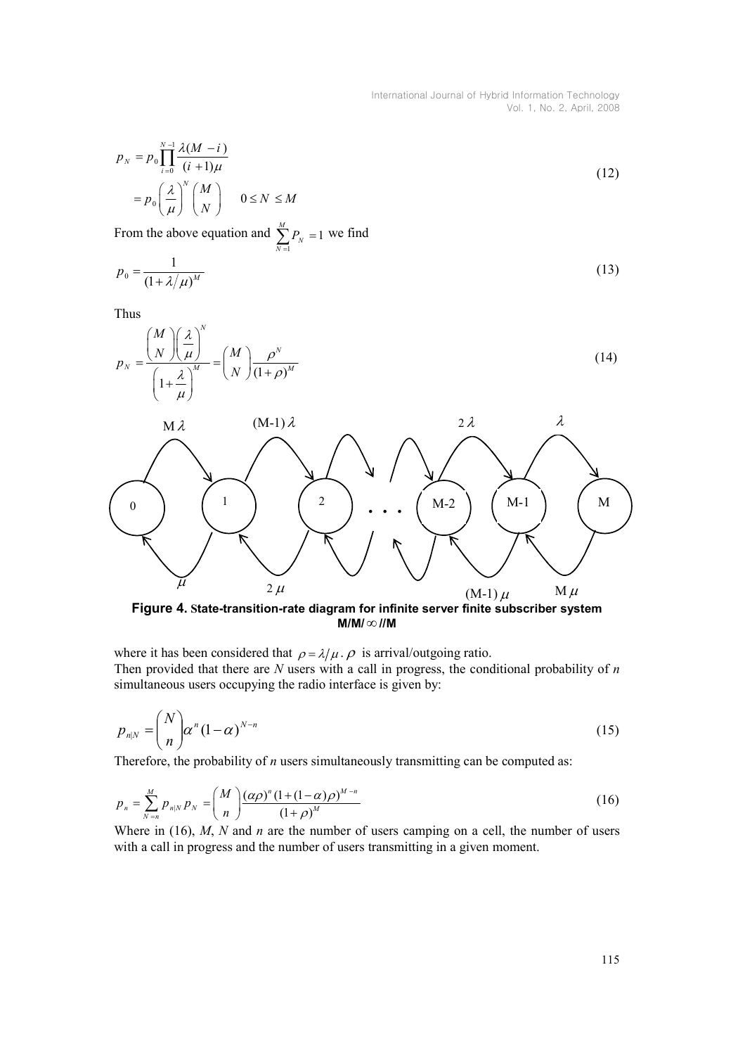$$p_N = p_0 \prod_{i=0}^{N-1} \frac{\lambda(M-i)}{(i+1)\mu}$$
$$= p_0 \left(\frac{\lambda}{\mu}\right)^N \binom{M}{N} \qquad 0 \le N \le M \tag{12}$$

From the above equation and $\sum_{N=1}^{M} P_N = 1$ we find

$$p_0 = \frac{1}{(1+\lambda/\mu)^M} \tag{13}$$

Thus

$$p_N = \frac{\binom{M}{N}\left(\frac{\lambda}{\mu}\right)^N}{\left(1+\frac{\lambda}{\mu}\right)^M} = \binom{M}{N}\frac{\rho^N}{(1+\rho)^M} \tag{14}$$

M $\lambda$

(M-1) $\lambda$

2 $\lambda$

$\lambda$

0

1

2

. . .

M-2

M-1

M

$\mu$

2 $\mu$

(M-1) $\mu$

M $\mu$

**Figure 4. State-transition-rate diagram for infinite server finite subscriber system M/M/$\infty$//M**

where it has been considered that $\rho = \lambda/\mu$. $\rho$ is arrival/outgoing ratio.
Then provided that there are $N$ users with a call in progress, the conditional probability of $n$ simultaneous users occupying the radio interface is given by:

$$p_{n|N} = \binom{N}{n}\alpha^n(1-\alpha)^{N-n} \tag{15}$$

Therefore, the probability of $n$ users simultaneously transmitting can be computed as:

$$p_n = \sum_{N=n}^{M} p_{n|N}\, p_N = \binom{M}{n}\frac{(\alpha\rho)^n(1+(1-\alpha)\rho)^{M-n}}{(1+\rho)^M} \tag{16}$$

Where in (16), $M$, $N$ and $n$ are the number of users camping on a cell, the number of users with a call in progress and the number of users transmitting in a given moment.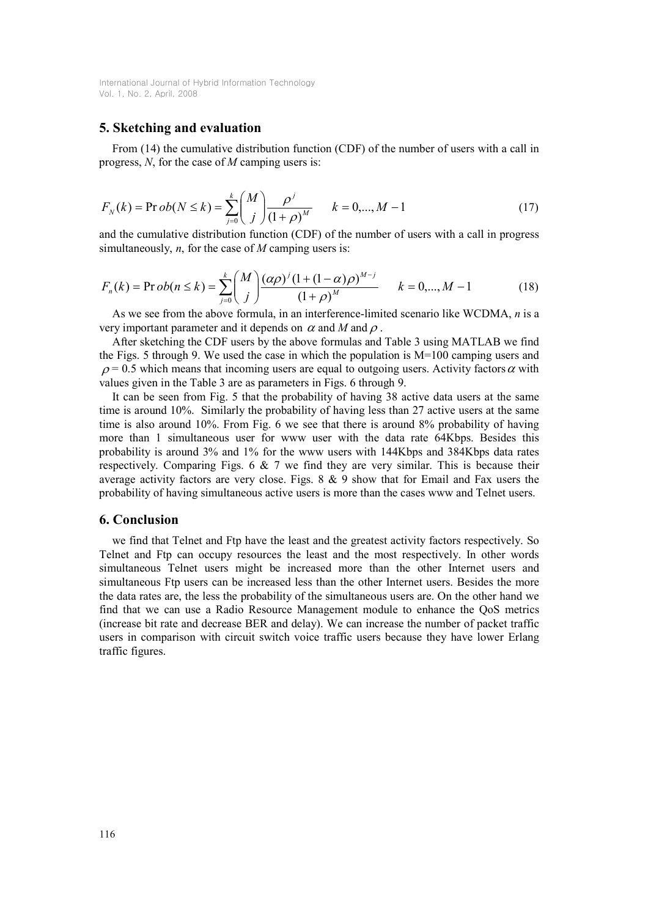## 5. Sketching and evaluation

From (14) the cumulative distribution function (CDF) of the number of users with a call in progress, $N$, for the case of $M$ camping users is:

$$F_N(k) = \Pr ob(N \leq k) = \sum_{j=0}^{k} \binom{M}{j} \frac{\rho^j}{(1+\rho)^M} \qquad k = 0,..., M-1 \tag{17}$$

and the cumulative distribution function (CDF) of the number of users with a call in progress simultaneously, $n$, for the case of $M$ camping users is:

$$F_n(k) = \Pr ob(n \leq k) = \sum_{j=0}^{k} \binom{M}{j} \frac{(\alpha\rho)^j (1+(1-\alpha)\rho)^{M-j}}{(1+\rho)^M} \qquad k = 0,..., M-1 \tag{18}$$

As we see from the above formula, in an interference-limited scenario like WCDMA, $n$ is a very important parameter and it depends on $\alpha$ and $M$ and $\rho$.

After sketching the CDF users by the above formulas and Table 3 using MATLAB we find the Figs. 5 through 9. We used the case in which the population is M=100 camping users and $\rho = 0.5$ which means that incoming users are equal to outgoing users. Activity factors $\alpha$ with values given in the Table 3 are as parameters in Figs. 6 through 9.

It can be seen from Fig. 5 that the probability of having 38 active data users at the same time is around 10%. Similarly the probability of having less than 27 active users at the same time is also around 10%. From Fig. 6 we see that there is around 8% probability of having more than 1 simultaneous user for www user with the data rate 64Kbps. Besides this probability is around 3% and 1% for the www users with 144Kbps and 384Kbps data rates respectively. Comparing Figs. 6 & 7 we find they are very similar. This is because their average activity factors are very close. Figs. 8 & 9 show that for Email and Fax users the probability of having simultaneous active users is more than the cases www and Telnet users.

## 6. Conclusion

we find that Telnet and Ftp have the least and the greatest activity factors respectively. So Telnet and Ftp can occupy resources the least and the most respectively. In other words simultaneous Telnet users might be increased more than the other Internet users and simultaneous Ftp users can be increased less than the other Internet users. Besides the more the data rates are, the less the probability of the simultaneous users are. On the other hand we find that we can use a Radio Resource Management module to enhance the QoS metrics (increase bit rate and decrease BER and delay). We can increase the number of packet traffic users in comparison with circuit switch voice traffic users because they have lower Erlang traffic figures.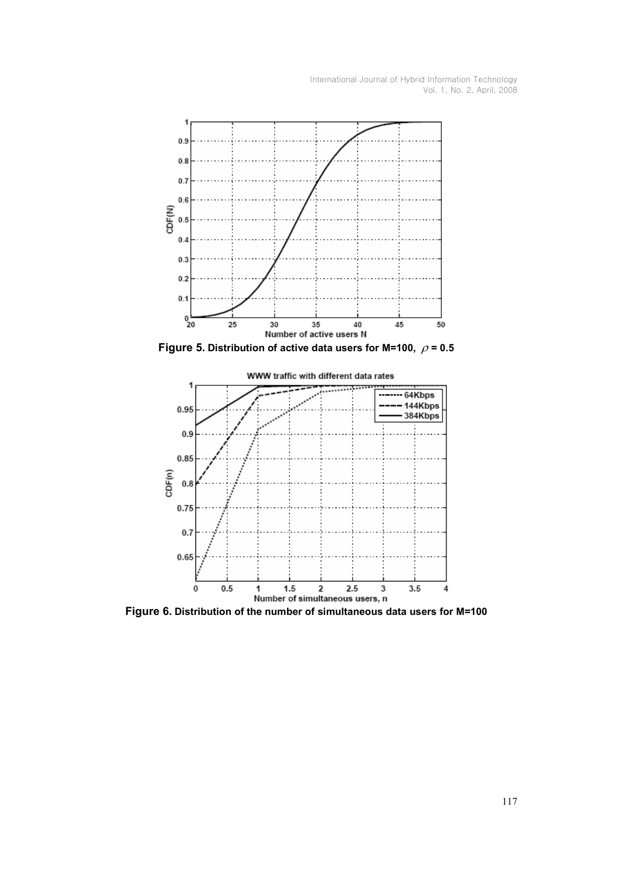CDF(N)

1
0.9
0.8
0.7
0.6
0.5
0.4
0.3
0.2
0.1
0

20 25 30 35 40 45 50

Number of active users N

**Figure 5. Distribution of active data users for M=100, $\rho$ = 0.5**

WWW traffic with different data rates

CDF(n)

1
0.95
0.9
0.85
0.8
0.75
0.7
0.65

0 0.5 1 1.5 2 2.5 3 3.5 4

Number of simultaneous users, n

64Kbps
144Kbps
384Kbps

**Figure 6. Distribution of the number of simultaneous data users for M=100**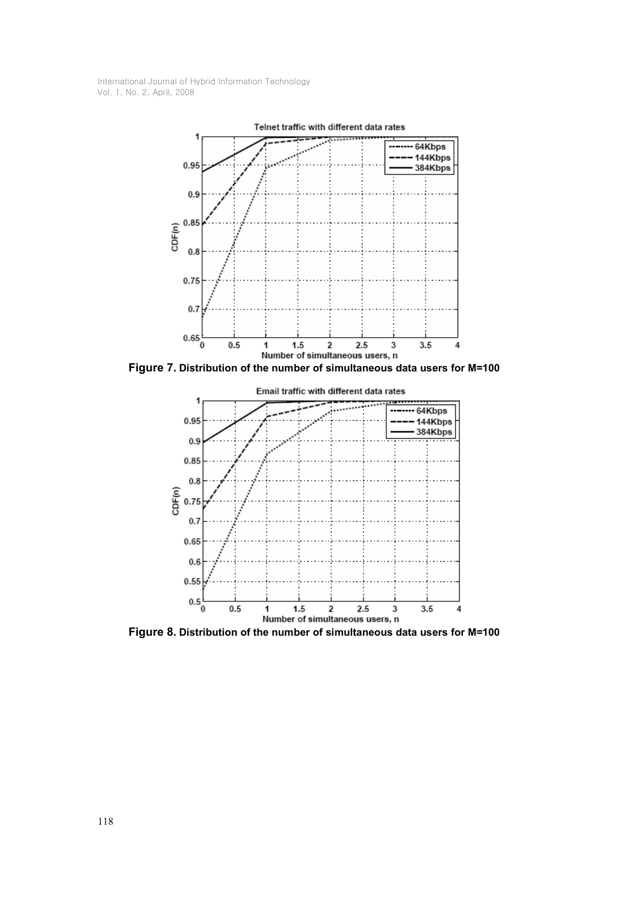Telnet traffic with different data rates

CDF(n)

1
0.95
0.9
0.85
0.8
0.75
0.7
0.65

0 0.5 1 1.5 2 2.5 3 3.5 4

Number of simultaneous users, n

64Kbps
144Kbps
384Kbps

**Figure 7.** **Distribution of the number of simultaneous data users for M=100**

Email traffic with different data rates

CDF(n)

1
0.95
0.9
0.85
0.8
0.75
0.7
0.65
0.6
0.55
0.5

0 0.5 1 1.5 2 2.5 3 3.5 4

Number of simultaneous users, n

64Kbps
144Kbps
384Kbps

**Figure 8.** **Distribution of the number of simultaneous data users for M=100**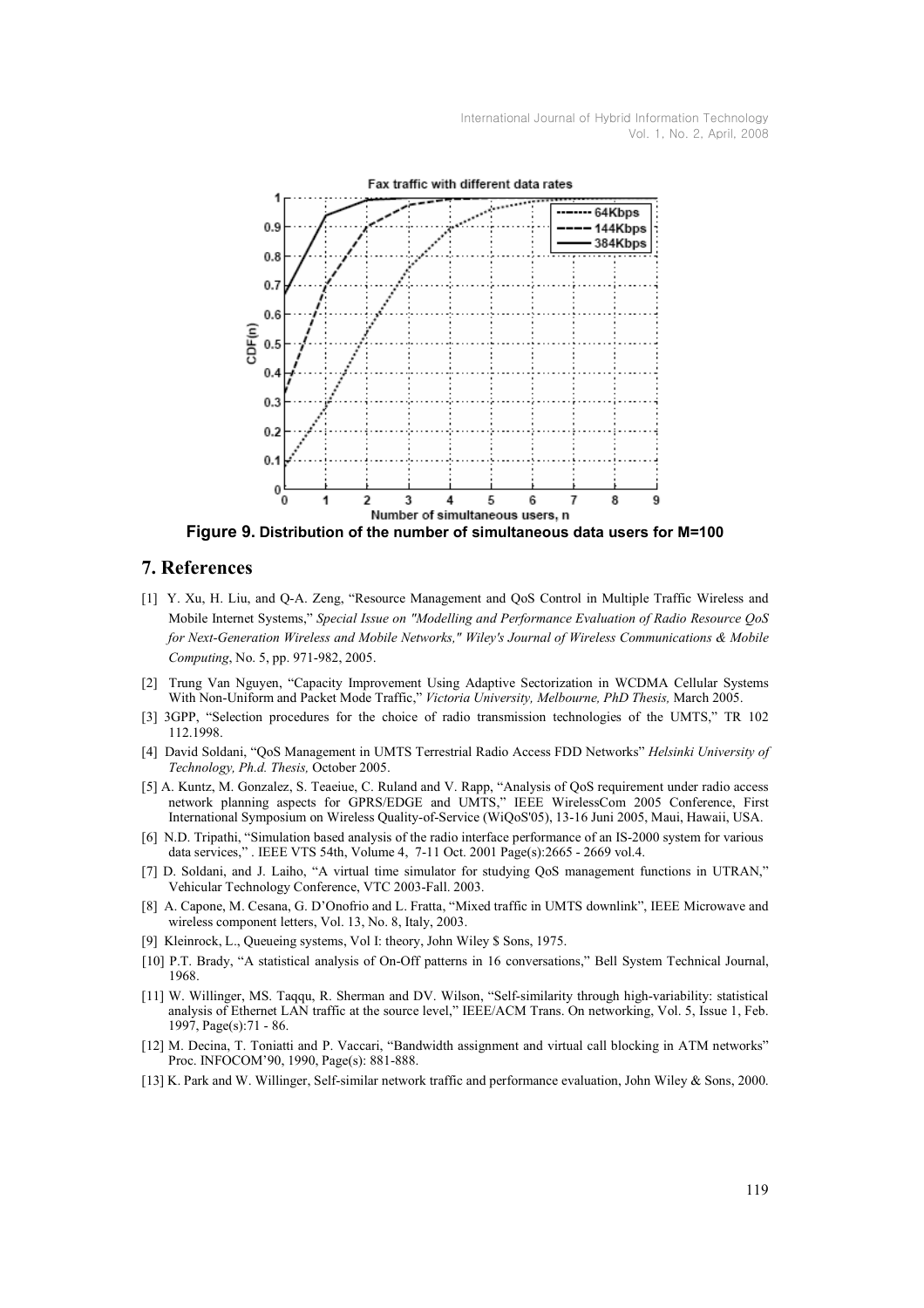Fax traffic with different data rates

CDF(n)

Number of simultaneous users, n

64Kbps
144Kbps
384Kbps

0
0.1
0.2
0.3
0.4
0.5
0.6
0.7
0.8
0.9
1

0 1 2 3 4 5 6 7 8 9

**Figure 9. Distribution of the number of simultaneous data users for M=100**

# 7. References

[1] Y. Xu, H. Liu, and Q-A. Zeng, "Resource Management and QoS Control in Multiple Traffic Wireless and Mobile Internet Systems," *Special Issue on "Modelling and Performance Evaluation of Radio Resource QoS for Next-Generation Wireless and Mobile Networks," Wiley's Journal of Wireless Communications & Mobile Computing*, No. 5, pp. 971-982, 2005.

[2] Trung Van Nguyen, "Capacity Improvement Using Adaptive Sectorization in WCDMA Cellular Systems With Non-Uniform and Packet Mode Traffic," *Victoria University, Melbourne, PhD Thesis,* March 2005.

[3] 3GPP, "Selection procedures for the choice of radio transmission technologies of the UMTS," TR 102 112.1998.

[4] David Soldani, "QoS Management in UMTS Terrestrial Radio Access FDD Networks" *Helsinki University of Technology, Ph.d. Thesis,* October 2005.

[5] A. Kuntz, M. Gonzalez, S. Teaeiue, C. Ruland and V. Rapp, "Analysis of QoS requirement under radio access network planning aspects for GPRS/EDGE and UMTS," IEEE WirelessCom 2005 Conference, First International Symposium on Wireless Quality-of-Service (WiQoS'05), 13-16 Juni 2005, Maui, Hawaii, USA.

[6] N.D. Tripathi, "Simulation based analysis of the radio interface performance of an IS-2000 system for various data services," . IEEE VTS 54th, Volume 4, 7-11 Oct. 2001 Page(s):2665 - 2669 vol.4.

[7] D. Soldani, and J. Laiho, "A virtual time simulator for studying QoS management functions in UTRAN," Vehicular Technology Conference, VTC 2003-Fall. 2003.

[8] A. Capone, M. Cesana, G. D'Onofrio and L. Fratta, "Mixed traffic in UMTS downlink", IEEE Microwave and wireless component letters, Vol. 13, No. 8, Italy, 2003.

[9] Kleinrock, L., Queueing systems, Vol I: theory, John Wiley $ Sons, 1975.

[10] P.T. Brady, "A statistical analysis of On-Off patterns in 16 conversations," Bell System Technical Journal, 1968.

[11] W. Willinger, MS. Taqqu, R. Sherman and DV. Wilson, "Self-similarity through high-variability: statistical analysis of Ethernet LAN traffic at the source level," IEEE/ACM Trans. On networking, Vol. 5, Issue 1, Feb. 1997, Page(s):71 - 86.

[12] M. Decina, T. Toniatti and P. Vaccari, "Bandwidth assignment and virtual call blocking in ATM networks" Proc. INFOCOM'90, 1990, Page(s): 881-888.

[13] K. Park and W. Willinger, Self-similar network traffic and performance evaluation, John Wiley & Sons, 2000.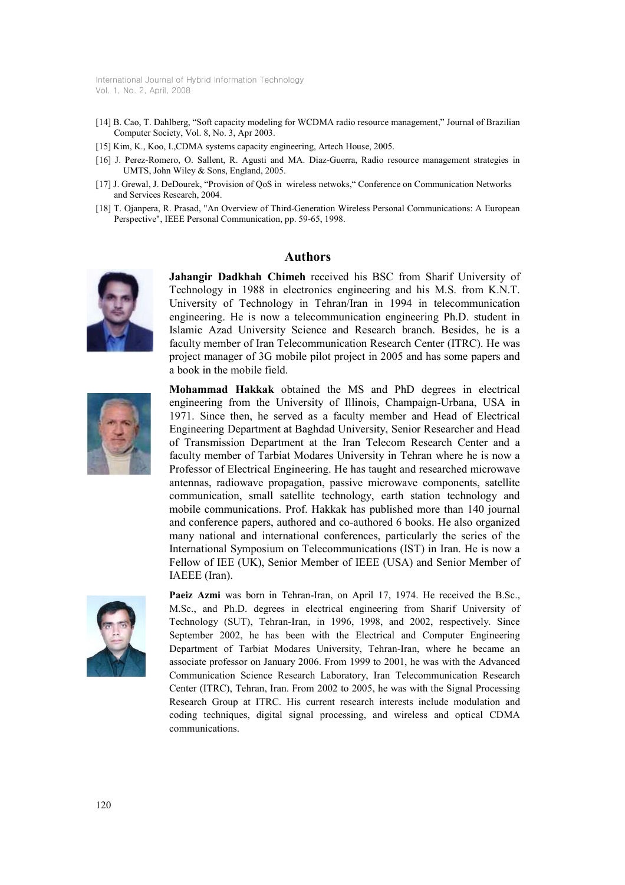[14] B. Cao, T. Dahlberg, "Soft capacity modeling for WCDMA radio resource management," Journal of Brazilian Computer Society, Vol. 8, No. 3, Apr 2003.

[15] Kim, K., Koo, I.,CDMA systems capacity engineering, Artech House, 2005.

[16] J. Perez-Romero, O. Sallent, R. Agusti and MA. Diaz-Guerra, Radio resource management strategies in UMTS, John Wiley & Sons, England, 2005.

[17] J. Grewal, J. DeDourek, "Provision of QoS in wireless netwoks," Conference on Communication Networks and Services Research, 2004.

[18] T. Ojanpera, R. Prasad, "An Overview of Third-Generation Wireless Personal Communications: A European Perspective", IEEE Personal Communication, pp. 59-65, 1998.

## Authors

**Jahangir Dadkhah Chimeh** received his BSC from Sharif University of Technology in 1988 in electronics engineering and his M.S. from K.N.T. University of Technology in Tehran/Iran in 1994 in telecommunication engineering. He is now a telecommunication engineering Ph.D. student in Islamic Azad University Science and Research branch. Besides, he is a faculty member of Iran Telecommunication Research Center (ITRC). He was project manager of 3G mobile pilot project in 2005 and has some papers and a book in the mobile field.

**Mohammad Hakkak** obtained the MS and PhD degrees in electrical engineering from the University of Illinois, Champaign-Urbana, USA in 1971. Since then, he served as a faculty member and Head of Electrical Engineering Department at Baghdad University, Senior Researcher and Head of Transmission Department at the Iran Telecom Research Center and a faculty member of Tarbiat Modares University in Tehran where he is now a Professor of Electrical Engineering. He has taught and researched microwave antennas, radiowave propagation, passive microwave components, satellite communication, small satellite technology, earth station technology and mobile communications. Prof. Hakkak has published more than 140 journal and conference papers, authored and co-authored 6 books. He also organized many national and international conferences, particularly the series of the International Symposium on Telecommunications (IST) in Iran. He is now a Fellow of IEE (UK), Senior Member of IEEE (USA) and Senior Member of IAEEE (Iran).

**Paeiz Azmi** was born in Tehran-Iran, on April 17, 1974. He received the B.Sc., M.Sc., and Ph.D. degrees in electrical engineering from Sharif University of Technology (SUT), Tehran-Iran, in 1996, 1998, and 2002, respectively. Since September 2002, he has been with the Electrical and Computer Engineering Department of Tarbiat Modares University, Tehran-Iran, where he became an associate professor on January 2006. From 1999 to 2001, he was with the Advanced Communication Science Research Laboratory, Iran Telecommunication Research Center (ITRC), Tehran, Iran. From 2002 to 2005, he was with the Signal Processing Research Group at ITRC. His current research interests include modulation and coding techniques, digital signal processing, and wireless and optical CDMA communications.